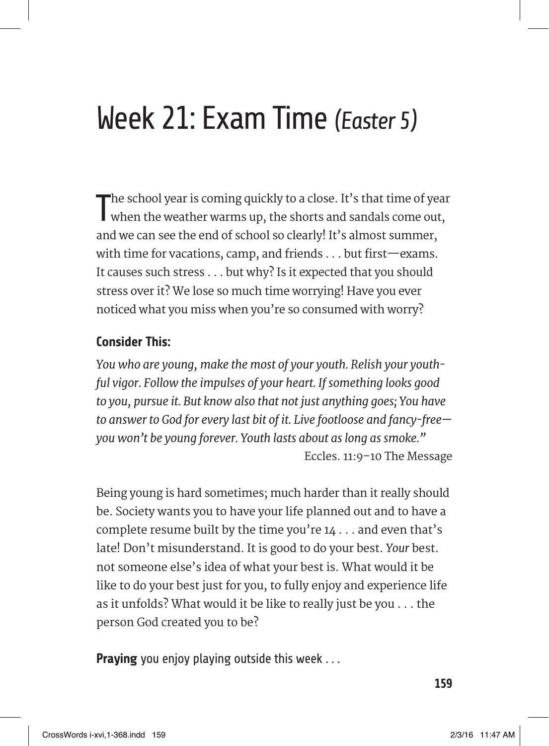# Week 21: Exam Time *(Easter 5)*

The school year is coming quickly to a close. It's that time of year when the weather warms up, the shorts and sandals come out, and we can see the end of school so clearly! It's almost summer, with time for vacations, camp, and friends . . . but first—exams. It causes such stress . . . but why? Is it expected that you should stress over it? We lose so much time worrying! Have you ever noticed what you miss when you're so consumed with worry?

### Consider This:

*You who are young, make the most of your youth. Relish your youthful vigor. Follow the impulses of your heart. If something looks good to you, pursue it. But know also that not just anything goes; You have to answer to God for every last bit of it. Live footloose and fancy-free—you won't be young forever. Youth lasts about as long as smoke."*

Eccles. 11:9–10 The Message

Being young is hard sometimes; much harder than it really should be. Society wants you to have your life planned out and to have a complete resume built by the time you're 14 . . . and even that's late! Don't misunderstand. It is good to do your best. *Your* best. not someone else's idea of what your best is. What would it be like to do your best just for you, to fully enjoy and experience life as it unfolds? What would it be like to really just be you . . . the person God created you to be?

**Praying** you enjoy playing outside this week . . .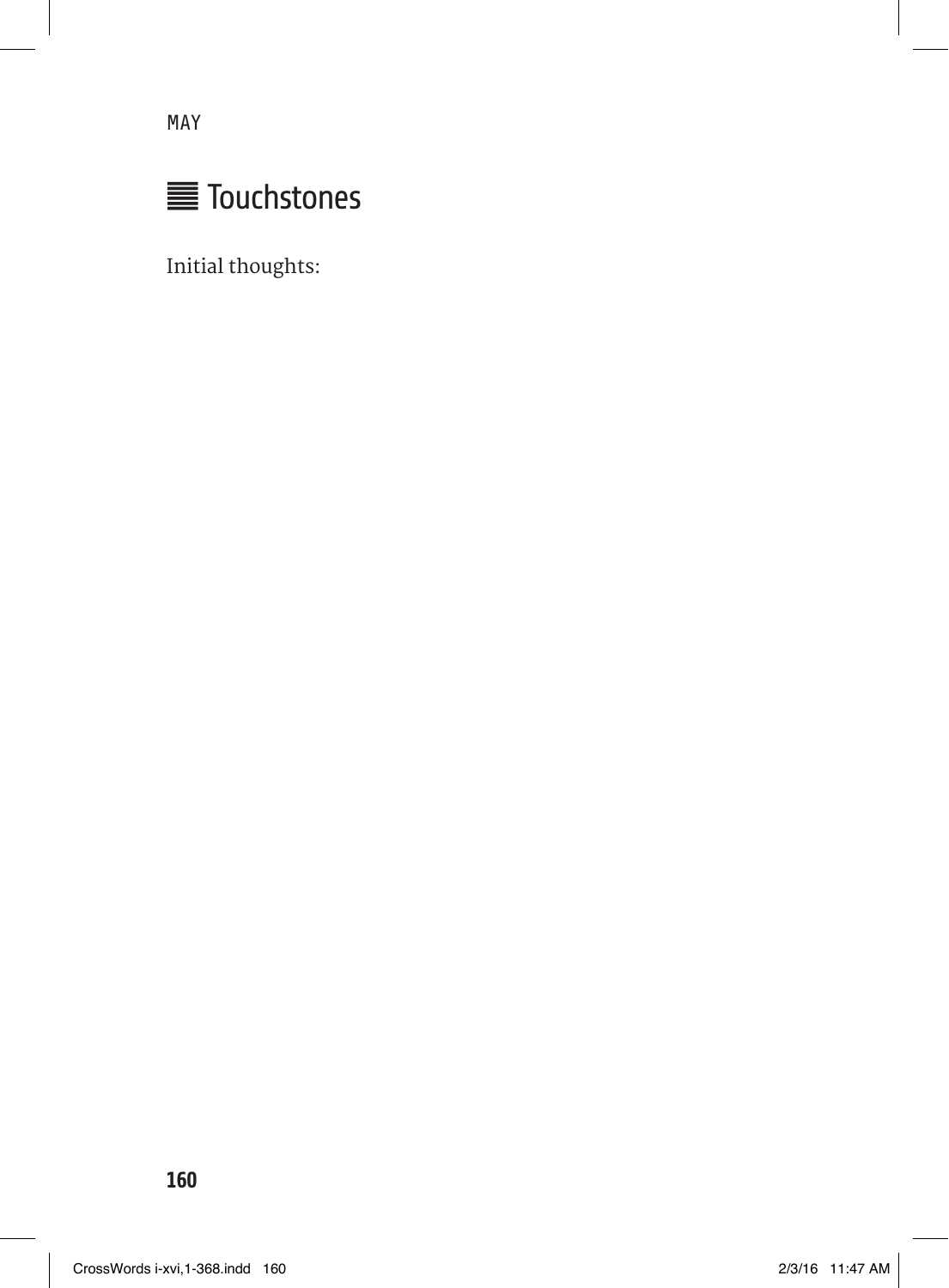MAY

## ≣ Touchstones

Initial thoughts: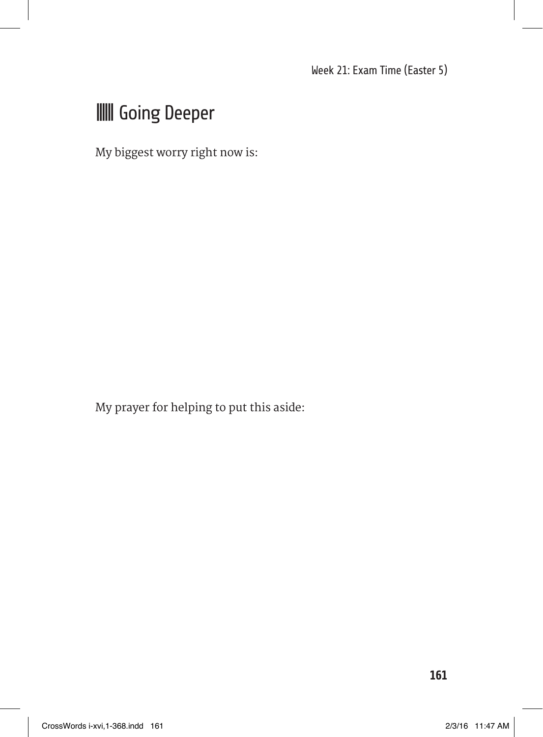## Going Deeper

My biggest worry right now is:

My prayer for helping to put this aside: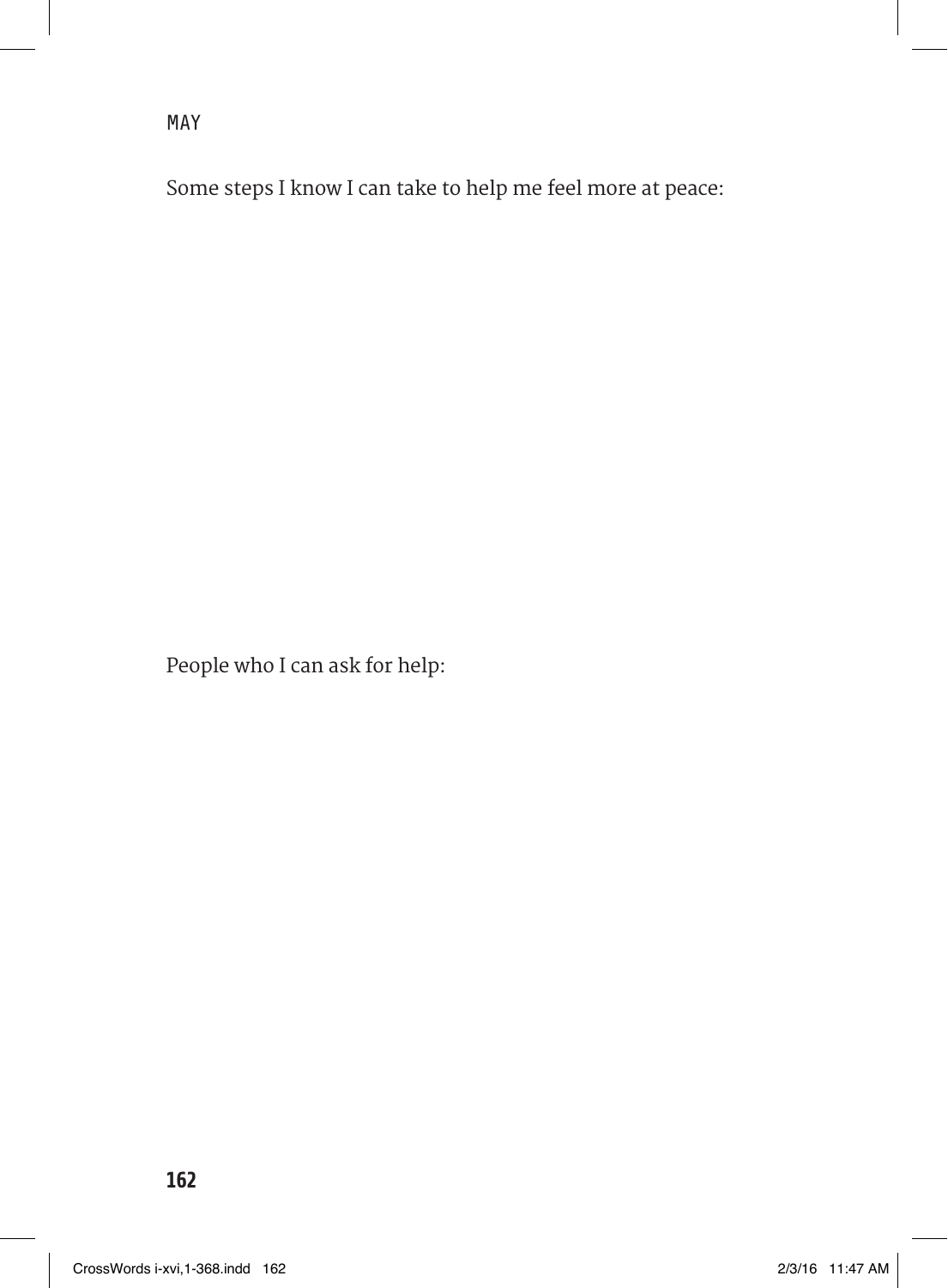MAY

Some steps I know I can take to help me feel more at peace:

People who I can ask for help: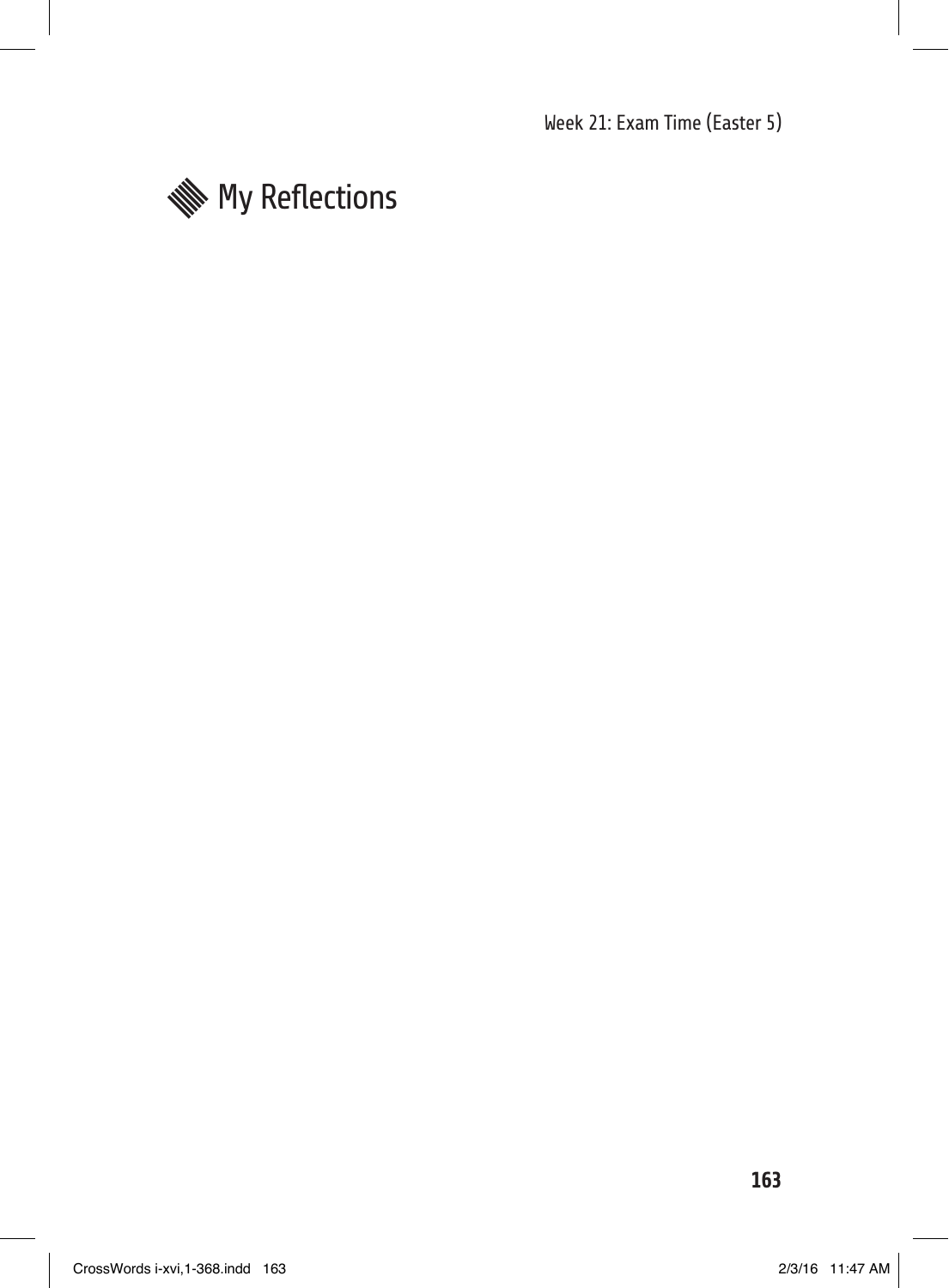## My Reflections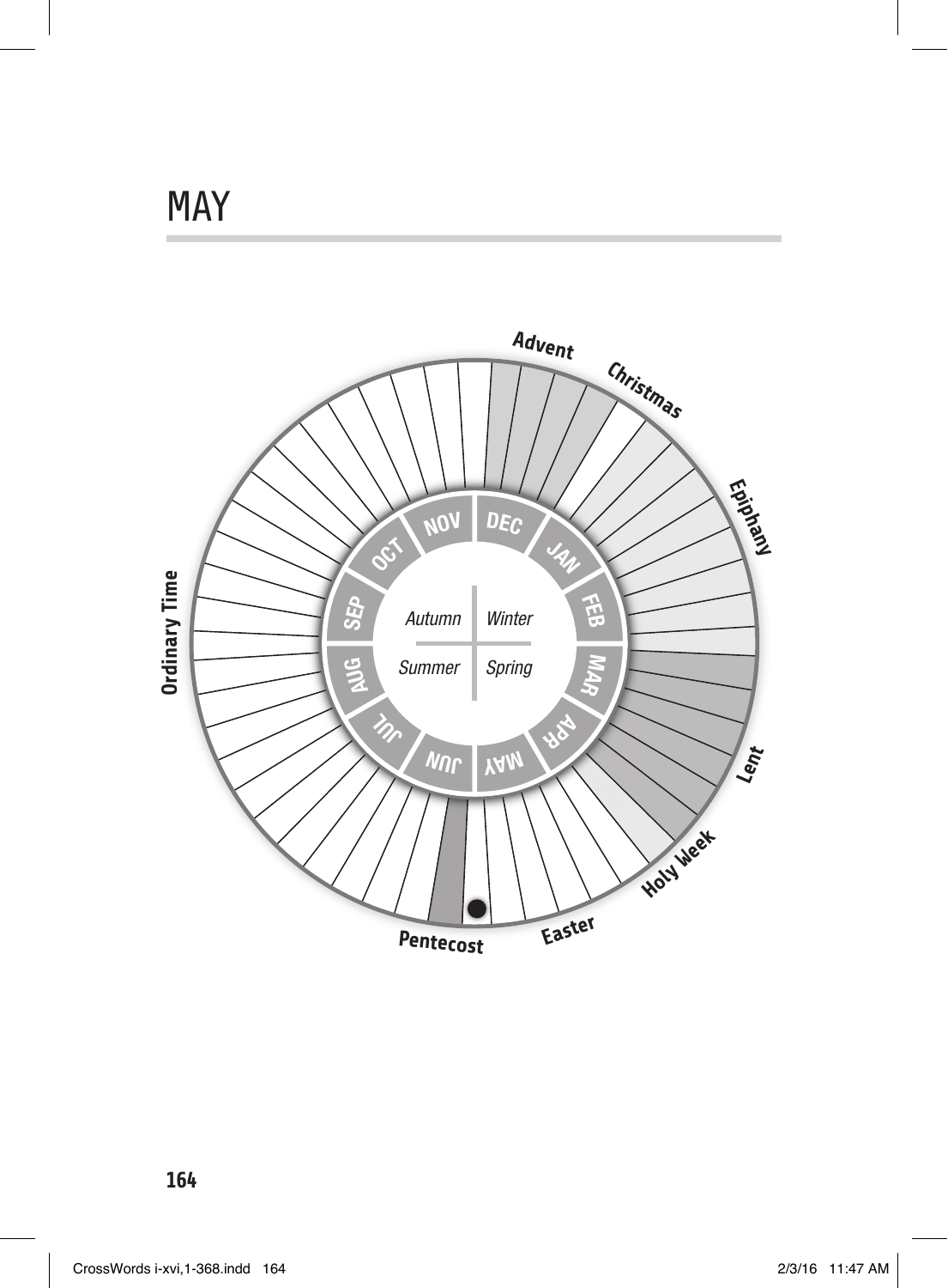# MAY

Advent

Christmas

Epiphany

Lent

Holy Week

Easter

Pentecost

Ordinary Time

NOV DEC JAN FEB MAR APR MAY JUN JUL AUG SEP OCT

*Autumn* *Winter*

*Summer* *Spring*